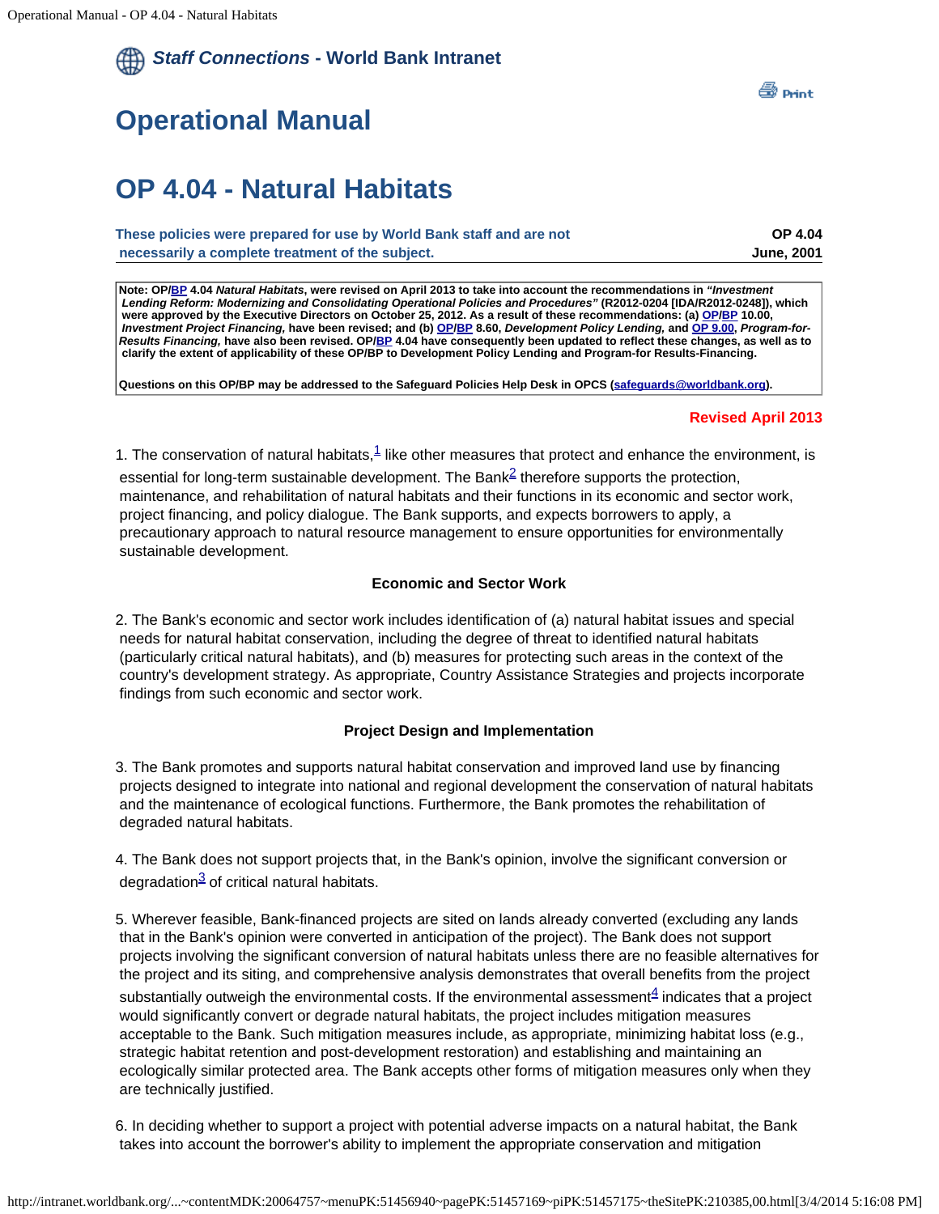# Operational Manual

# OP 4.04 - Natural Habitats

**These policies were prepared for use by World Bank staff and are not necessarily a complete treatment of the subject.**

**OP 4.04**
**June, 2001**

**Note: OP/BP 4.04 *Natural Habitats*, were revised on April 2013 to take into account the recommendations in *"Investment Lending Reform: Modernizing and Consolidating Operational Policies and Procedures"* (R2012-0204 [IDA/R2012-0248]), which were approved by the Executive Directors on October 25, 2012. As a result of these recommendations: (a) OP/BP 10.00, *Investment Project Financing,* have been revised; and (b) OP/BP 8.60, *Development Policy Lending,* and OP 9.00, *Program-for-Results Financing,* have also been revised. OP/BP 4.04 have consequently been updated to reflect these changes, as well as to clarify the extent of applicability of these OP/BP to Development Policy Lending and Program-for Results-Financing.**

**Questions on this OP/BP may be addressed to the Safeguard Policies Help Desk in OPCS (safeguards@worldbank.org).**

**Revised April 2013**

1. The conservation of natural habitats,[1] like other measures that protect and enhance the environment, is essential for long-term sustainable development. The Bank[2] therefore supports the protection, maintenance, and rehabilitation of natural habitats and their functions in its economic and sector work, project financing, and policy dialogue. The Bank supports, and expects borrowers to apply, a precautionary approach to natural resource management to ensure opportunities for environmentally sustainable development.

### Economic and Sector Work

2. The Bank's economic and sector work includes identification of (a) natural habitat issues and special needs for natural habitat conservation, including the degree of threat to identified natural habitats (particularly critical natural habitats), and (b) measures for protecting such areas in the context of the country's development strategy. As appropriate, Country Assistance Strategies and projects incorporate findings from such economic and sector work.

### Project Design and Implementation

3. The Bank promotes and supports natural habitat conservation and improved land use by financing projects designed to integrate into national and regional development the conservation of natural habitats and the maintenance of ecological functions. Furthermore, the Bank promotes the rehabilitation of degraded natural habitats.

4. The Bank does not support projects that, in the Bank's opinion, involve the significant conversion or degradation[3] of critical natural habitats.

5. Wherever feasible, Bank-financed projects are sited on lands already converted (excluding any lands that in the Bank's opinion were converted in anticipation of the project). The Bank does not support projects involving the significant conversion of natural habitats unless there are no feasible alternatives for the project and its siting, and comprehensive analysis demonstrates that overall benefits from the project substantially outweigh the environmental costs. If the environmental assessment[4] indicates that a project would significantly convert or degrade natural habitats, the project includes mitigation measures acceptable to the Bank. Such mitigation measures include, as appropriate, minimizing habitat loss (e.g., strategic habitat retention and post-development restoration) and establishing and maintaining an ecologically similar protected area. The Bank accepts other forms of mitigation measures only when they are technically justified.

6. In deciding whether to support a project with potential adverse impacts on a natural habitat, the Bank takes into account the borrower's ability to implement the appropriate conservation and mitigation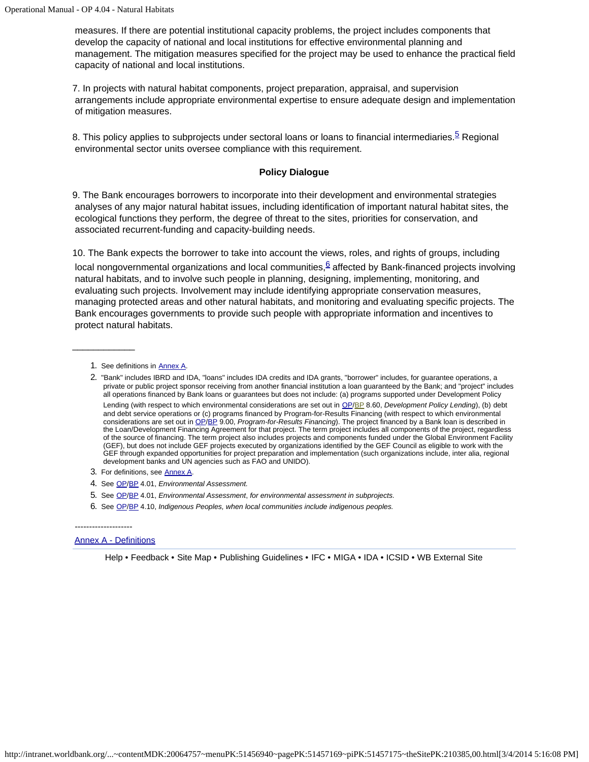measures. If there are potential institutional capacity problems, the project includes components that develop the capacity of national and local institutions for effective environmental planning and management. The mitigation measures specified for the project may be used to enhance the practical field capacity of national and local institutions.

7. In projects with natural habitat components, project preparation, appraisal, and supervision arrangements include appropriate environmental expertise to ensure adequate design and implementation of mitigation measures.

8. This policy applies to subprojects under sectoral loans or loans to financial intermediaries.[5] Regional environmental sector units oversee compliance with this requirement.

**Policy Dialogue**

9. The Bank encourages borrowers to incorporate into their development and environmental strategies analyses of any major natural habitat issues, including identification of important natural habitat sites, the ecological functions they perform, the degree of threat to the sites, priorities for conservation, and associated recurrent-funding and capacity-building needs.

10. The Bank expects the borrower to take into account the views, roles, and rights of groups, including local nongovernmental organizations and local communities,[6] affected by Bank-financed projects involving natural habitats, and to involve such people in planning, designing, implementing, monitoring, and evaluating such projects. Involvement may include identifying appropriate conservation measures, managing protected areas and other natural habitats, and monitoring and evaluating specific projects. The Bank encourages governments to provide such people with appropriate information and incentives to protect natural habitats.

____________

1. See definitions in Annex A.
2. "Bank" includes IBRD and IDA, "loans" includes IDA credits and IDA grants, "borrower" includes, for guarantee operations, a private or public project sponsor receiving from another financial institution a loan guaranteed by the Bank; and "project" includes all operations financed by Bank loans or guarantees but does not include: (a) programs supported under Development Policy Lending (with respect to which environmental considerations are set out in OP/BP 8.60, *Development Policy Lending*), (b) debt and debt service operations or (c) programs financed by Program-for-Results Financing (with respect to which environmental considerations are set out in OP/BP 9.00, *Program-for-Results Financing*). The project financed by a Bank loan is described in the Loan/Development Financing Agreement for that project. The term project includes all components of the project, regardless of the source of financing. The term project also includes projects and components funded under the Global Environment Facility (GEF), but does not include GEF projects executed by organizations identified by the GEF Council as eligible to work with the GEF through expanded opportunities for project preparation and implementation (such organizations include, inter alia, regional development banks and UN agencies such as FAO and UNIDO).
3. For definitions, see Annex A.
4. See OP/BP 4.01, *Environmental Assessment.*
5. See OP/BP 4.01, *Environmental Assessment*, *for environmental assessment in subprojects.*
6. See OP/BP 4.10, *Indigenous Peoples, when local communities include indigenous peoples.*

--------------------

Annex A - Definitions